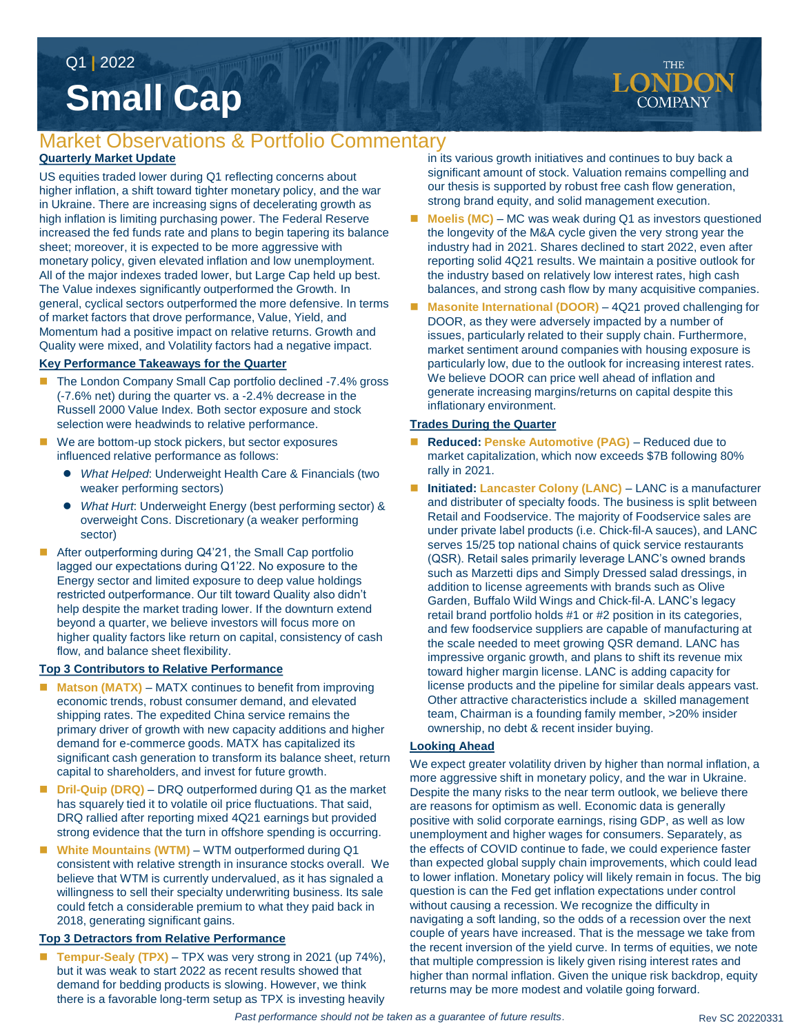Q1 | 2022

# Small Cap

THE LONDON COMPANY

## Market Observations & Portfolio Commentary

### Quarterly Market Update

US equities traded lower during Q1 reflecting concerns about higher inflation, a shift toward tighter monetary policy, and the war in Ukraine. There are increasing signs of decelerating growth as high inflation is limiting purchasing power. The Federal Reserve increased the fed funds rate and plans to begin tapering its balance sheet; moreover, it is expected to be more aggressive with monetary policy, given elevated inflation and low unemployment. All of the major indexes traded lower, but Large Cap held up best. The Value indexes significantly outperformed the Growth. In general, cyclical sectors outperformed the more defensive. In terms of market factors that drove performance, Value, Yield, and Momentum had a positive impact on relative returns. Growth and Quality were mixed, and Volatility factors had a negative impact.

### Key Performance Takeaways for the Quarter

- The London Company Small Cap portfolio declined -7.4% gross (-7.6% net) during the quarter vs. a -2.4% decrease in the Russell 2000 Value Index. Both sector exposure and stock selection were headwinds to relative performance.
- We are bottom-up stock pickers, but sector exposures influenced relative performance as follows:
  - *What Helped*: Underweight Health Care & Financials (two weaker performing sectors)
  - *What Hurt*: Underweight Energy (best performing sector) & overweight Cons. Discretionary (a weaker performing sector)
- After outperforming during Q4'21, the Small Cap portfolio lagged our expectations during Q1'22. No exposure to the Energy sector and limited exposure to deep value holdings restricted outperformance. Our tilt toward Quality also didn't help despite the market trading lower. If the downturn extend beyond a quarter, we believe investors will focus more on higher quality factors like return on capital, consistency of cash flow, and balance sheet flexibility.

### Top 3 Contributors to Relative Performance

- **Matson (MATX)** – MATX continues to benefit from improving economic trends, robust consumer demand, and elevated shipping rates. The expedited China service remains the primary driver of growth with new capacity additions and higher demand for e-commerce goods. MATX has capitalized its significant cash generation to transform its balance sheet, return capital to shareholders, and invest for future growth.
- **Dril-Quip (DRQ)** – DRQ outperformed during Q1 as the market has squarely tied it to volatile oil price fluctuations. That said, DRQ rallied after reporting mixed 4Q21 earnings but provided strong evidence that the turn in offshore spending is occurring.
- **White Mountains (WTM)** – WTM outperformed during Q1 consistent with relative strength in insurance stocks overall. We believe that WTM is currently undervalued, as it has signaled a willingness to sell their specialty underwriting business. Its sale could fetch a considerable premium to what they paid back in 2018, generating significant gains.

### Top 3 Detractors from Relative Performance

- **Tempur-Sealy (TPX)** – TPX was very strong in 2021 (up 74%), but it was weak to start 2022 as recent results showed that demand for bedding products is slowing. However, we think there is a favorable long-term setup as TPX is investing heavily in its various growth initiatives and continues to buy back a significant amount of stock. Valuation remains compelling and our thesis is supported by robust free cash flow generation, strong brand equity, and solid management execution.
- **Moelis (MC)** – MC was weak during Q1 as investors questioned the longevity of the M&A cycle given the very strong year the industry had in 2021. Shares declined to start 2022, even after reporting solid 4Q21 results. We maintain a positive outlook for the industry based on relatively low interest rates, high cash balances, and strong cash flow by many acquisitive companies.
- **Masonite International (DOOR)** – 4Q21 proved challenging for DOOR, as they were adversely impacted by a number of issues, particularly related to their supply chain. Furthermore, market sentiment around companies with housing exposure is particularly low, due to the outlook for increasing interest rates. We believe DOOR can price well ahead of inflation and generate increasing margins/returns on capital despite this inflationary environment.

### Trades During the Quarter

- **Reduced: Penske Automotive (PAG)** – Reduced due to market capitalization, which now exceeds $7B following 80% rally in 2021.
- **Initiated: Lancaster Colony (LANC)** – LANC is a manufacturer and distributor of specialty foods. The business is split between Retail and Foodservice. The majority of Foodservice sales are under private label products (i.e. Chick-fil-A sauces), and LANC serves 15/25 top national chains of quick service restaurants (QSR). Retail sales primarily leverage LANC's owned brands such as Marzetti dips and Simply Dressed salad dressings, in addition to license agreements with brands such as Olive Garden, Buffalo Wild Wings and Chick-fil-A. LANC's legacy retail brand portfolio holds #1 or #2 position in its categories, and few foodservice suppliers are capable of manufacturing at the scale needed to meet growing QSR demand. LANC has impressive organic growth, and plans to shift its revenue mix toward higher margin license. LANC is adding capacity for license products and the pipeline for similar deals appears vast. Other attractive characteristics include a skilled management team, Chairman is a founding family member, >20% insider ownership, no debt & recent insider buying.

### Looking Ahead

We expect greater volatility driven by higher than normal inflation, a more aggressive shift in monetary policy, and the war in Ukraine. Despite the many risks to the near term outlook, we believe there are reasons for optimism as well. Economic data is generally positive with solid corporate earnings, rising GDP, as well as low unemployment and higher wages for consumers. Separately, as the effects of COVID continue to fade, we could experience faster than expected global supply chain improvements, which could lead to lower inflation. Monetary policy will likely remain in focus. The big question is can the Fed get inflation expectations under control without causing a recession. We recognize the difficulty in navigating a soft landing, so the odds of a recession over the next couple of years have increased. That is the message we take from the recent inversion of the yield curve. In terms of equities, we note that multiple compression is likely given rising interest rates and higher than normal inflation. Given the unique risk backdrop, equity returns may be more modest and volatile going forward.

*Past performance should not be taken as a guarantee of future results.*

Rev SC 20220331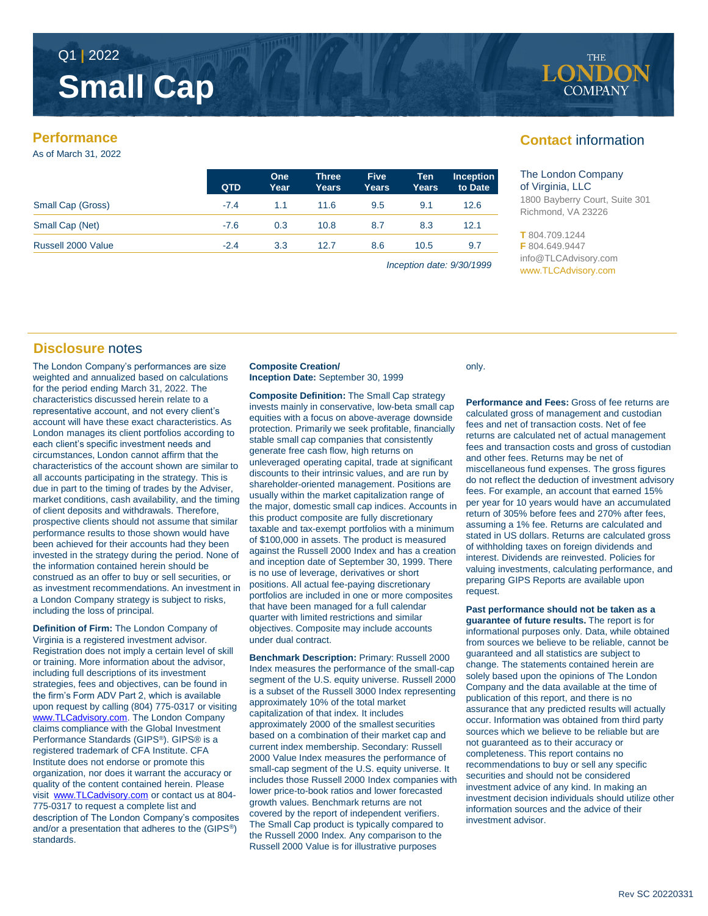Q1 | 2022

# Small Cap

THE LONDON COMPANY

## Performance

As of March 31, 2022

| | QTD | One Year | Three Years | Five Years | Ten Years | Inception to Date |
|---|---|---|---|---|---|---|
| Small Cap (Gross) | -7.4 | 1.1 | 11.6 | 9.5 | 9.1 | 12.6 |
| Small Cap (Net) | -7.6 | 0.3 | 10.8 | 8.7 | 8.3 | 12.1 |
| Russell 2000 Value | -2.4 | 3.3 | 12.7 | 8.6 | 10.5 | 9.7 |

*Inception date: 9/30/1999*

## Contact information

The London Company
of Virginia, LLC
1800 Bayberry Court, Suite 301
Richmond, VA 23226

T 804.709.1244
F 804.649.9447
info@TLCAdvisory.com
www.TLCAdvisory.com

## Disclosure notes

The London Company's performances are size weighted and annualized based on calculations for the period ending March 31, 2022. The characteristics discussed herein relate to a representative account, and not every client's account will have these exact characteristics. As London manages its client portfolios according to each client's specific investment needs and circumstances, London cannot affirm that the characteristics of the account shown are similar to all accounts participating in the strategy. This is due in part to the timing of trades by the Adviser, market conditions, cash availability, and the timing of client deposits and withdrawals. Therefore, prospective clients should not assume that similar performance results to those shown would have been achieved for their accounts had they been invested in the strategy during the period. None of the information contained herein should be construed as an offer to buy or sell securities, or as investment recommendations. An investment in a London Company strategy is subject to risks, including the loss of principal.

**Definition of Firm:** The London Company of Virginia is a registered investment advisor. Registration does not imply a certain level of skill or training. More information about the advisor, including full descriptions of its investment strategies, fees and objectives, can be found in the firm's Form ADV Part 2, which is available upon request by calling (804) 775-0317 or visiting www.TLCadvisory.com. The London Company claims compliance with the Global Investment Performance Standards (GIPS®). GIPS® is a registered trademark of CFA Institute. CFA Institute does not endorse or promote this organization, nor does it warrant the accuracy or quality of the content contained herein. Please visit www.TLCadvisory.com or contact us at 804-775-0317 to request a complete list and description of The London Company's composites and/or a presentation that adheres to the (GIPS®) standards.

**Composite Creation/ Inception Date:** September 30, 1999

**Composite Definition:** The Small Cap strategy invests mainly in conservative, low-beta small cap equities with a focus on above-average downside protection. Primarily we seek profitable, financially stable small cap companies that consistently generate free cash flow, high returns on unleveraged operating capital, trade at significant discounts to their intrinsic values, and are run by shareholder-oriented management. Positions are usually within the market capitalization range of the major, domestic small cap indices. Accounts in this product composite are fully discretionary taxable and tax-exempt portfolios with a minimum of $100,000 in assets. The product is measured against the Russell 2000 Index and has a creation and inception date of September 30, 1999. There is no use of leverage, derivatives or short positions. All actual fee-paying discretionary portfolios are included in one or more composites that have been managed for a full calendar quarter with limited restrictions and similar objectives. Composite may include accounts under dual contract.

**Benchmark Description:** Primary: Russell 2000 Index measures the performance of the small-cap segment of the U.S. equity universe. Russell 2000 is a subset of the Russell 3000 Index representing approximately 10% of the total market capitalization of that index. It includes approximately 2000 of the smallest securities based on a combination of their market cap and current index membership. Secondary: Russell 2000 Value Index measures the performance of small-cap segment of the U.S. equity universe. It includes those Russell 2000 Index companies with lower price-to-book ratios and lower forecasted growth values. Benchmark returns are not covered by the report of independent verifiers. The Small Cap product is typically compared to the Russell 2000 Index. Any comparison to the Russell 2000 Value is for illustrative purposes only.

**Performance and Fees:** Gross of fee returns are calculated gross of management and custodian fees and net of transaction costs. Net of fee returns are calculated net of actual management fees and transaction costs and gross of custodian and other fees. Returns may be net of miscellaneous fund expenses. The gross figures do not reflect the deduction of investment advisory fees. For example, an account that earned 15% per year for 10 years would have an accumulated return of 305% before fees and 270% after fees, assuming a 1% fee. Returns are calculated and stated in US dollars. Returns are calculated gross of withholding taxes on foreign dividends and interest. Dividends are reinvested. Policies for valuing investments, calculating performance, and preparing GIPS Reports are available upon request.

**Past performance should not be taken as a guarantee of future results.** The report is for informational purposes only. Data, while obtained from sources we believe to be reliable, cannot be guaranteed and all statistics are subject to change. The statements contained herein are solely based upon the opinions of The London Company and the data available at the time of publication of this report, and there is no assurance that any predicted results will actually occur. Information was obtained from third party sources which we believe to be reliable but are not guaranteed as to their accuracy or completeness. This report contains no recommendations to buy or sell any specific securities and should not be considered investment advice of any kind. In making an investment decision individuals should utilize other information sources and the advice of their investment advisor.

Rev SC 20220331